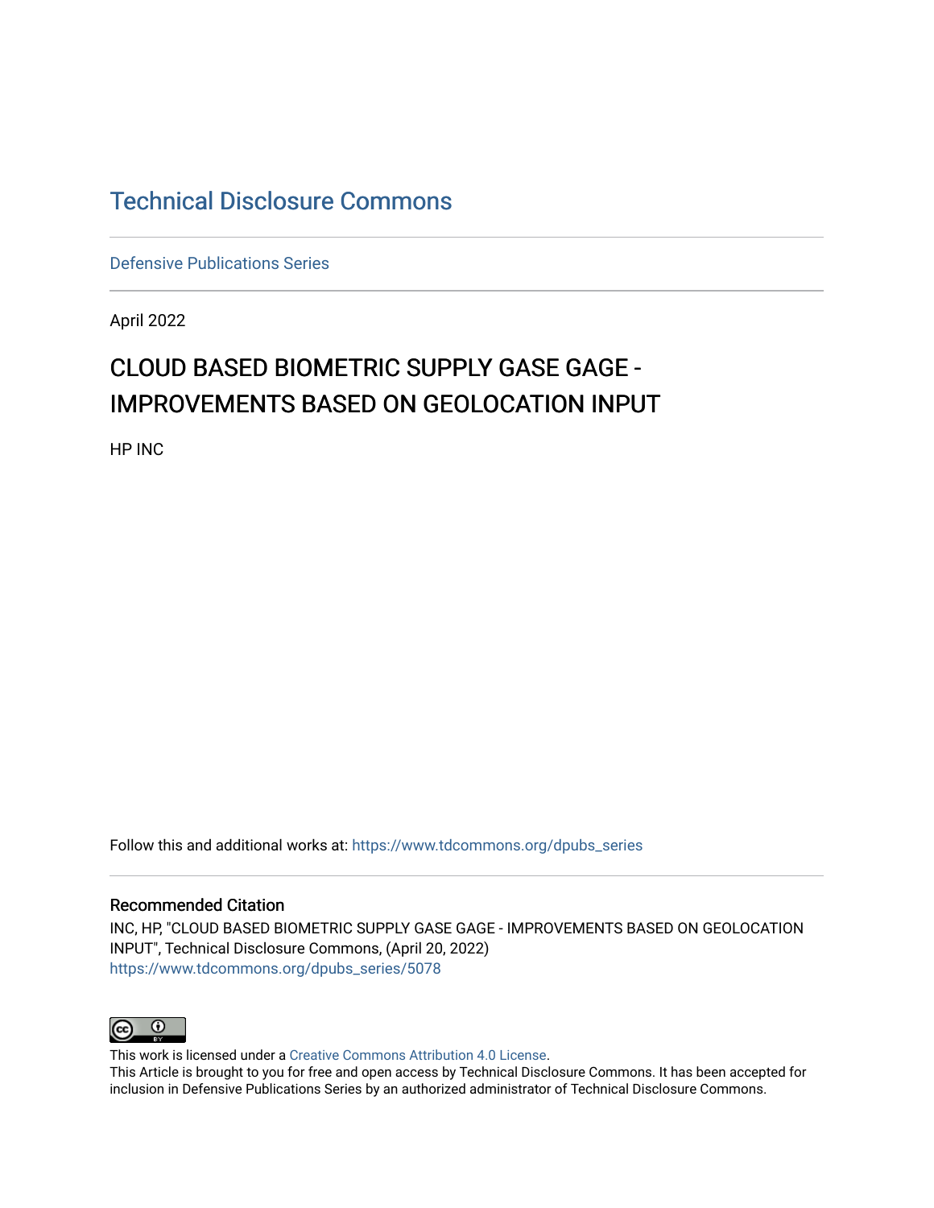# Technical Disclosure Commons

Defensive Publications Series

April 2022

## CLOUD BASED BIOMETRIC SUPPLY GASE GAGE - IMPROVEMENTS BASED ON GEOLOCATION INPUT

HP INC

Follow this and additional works at: https://www.tdcommons.org/dpubs_series

### Recommended Citation

INC, HP, "CLOUD BASED BIOMETRIC SUPPLY GASE GAGE - IMPROVEMENTS BASED ON GEOLOCATION INPUT", Technical Disclosure Commons, (April 20, 2022)
https://www.tdcommons.org/dpubs_series/5078

This work is licensed under a Creative Commons Attribution 4.0 License.
This Article is brought to you for free and open access by Technical Disclosure Commons. It has been accepted for inclusion in Defensive Publications Series by an authorized administrator of Technical Disclosure Commons.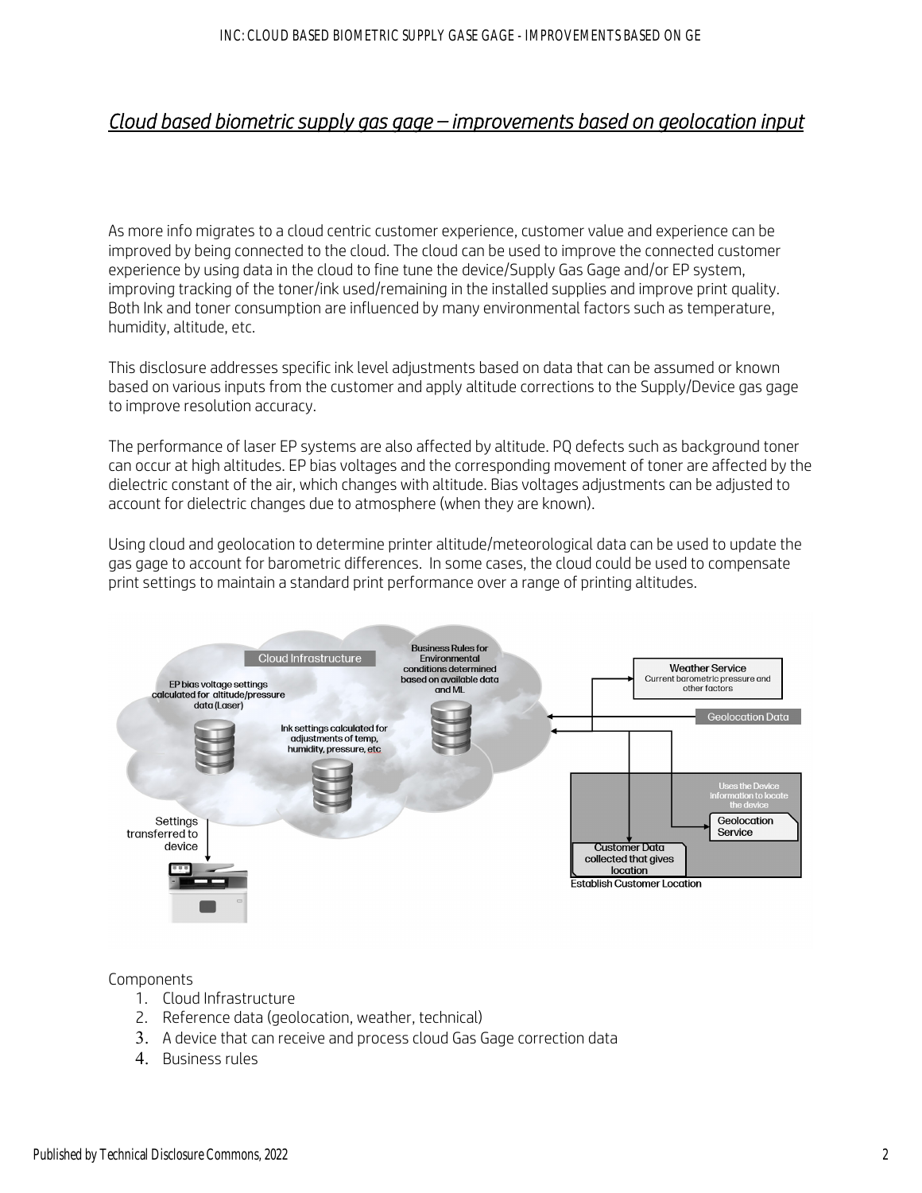## *Cloud based biometric supply gas gage – improvements based on geolocation input*

As more info migrates to a cloud centric customer experience, customer value and experience can be improved by being connected to the cloud. The cloud can be used to improve the connected customer experience by using data in the cloud to fine tune the device/Supply Gas Gage and/or EP system, improving tracking of the toner/ink used/remaining in the installed supplies and improve print quality. Both Ink and toner consumption are influenced by many environmental factors such as temperature, humidity, altitude, etc.

This disclosure addresses specific ink level adjustments based on data that can be assumed or known based on various inputs from the customer and apply altitude corrections to the Supply/Device gas gage to improve resolution accuracy.

The performance of laser EP systems are also affected by altitude. PQ defects such as background toner can occur at high altitudes. EP bias voltages and the corresponding movement of toner are affected by the dielectric constant of the air, which changes with altitude. Bias voltages adjustments can be adjusted to account for dielectric changes due to atmosphere (when they are known).

Using cloud and geolocation to determine printer altitude/meteorological data can be used to update the gas gage to account for barometric differences. In some cases, the cloud could be used to compensate print settings to maintain a standard print performance over a range of printing altitudes.

Cloud Infrastructure

EP bias voltage settings calculated for altitude/pressure data (Laser)

Ink settings calculated for adjustments of temp, humidity, pressure, etc

Business Rules for Environmental conditions determined based on available data and ML

Weather Service
Current barometric pressure and other factors

Geolocation Data

Uses the Device information to locate the device

Geolocation Service

Customer Data collected that gives location

Establish Customer Location

Settings transferred to device

Components

1. Cloud Infrastructure
2. Reference data (geolocation, weather, technical)
3. A device that can receive and process cloud Gas Gage correction data
4. Business rules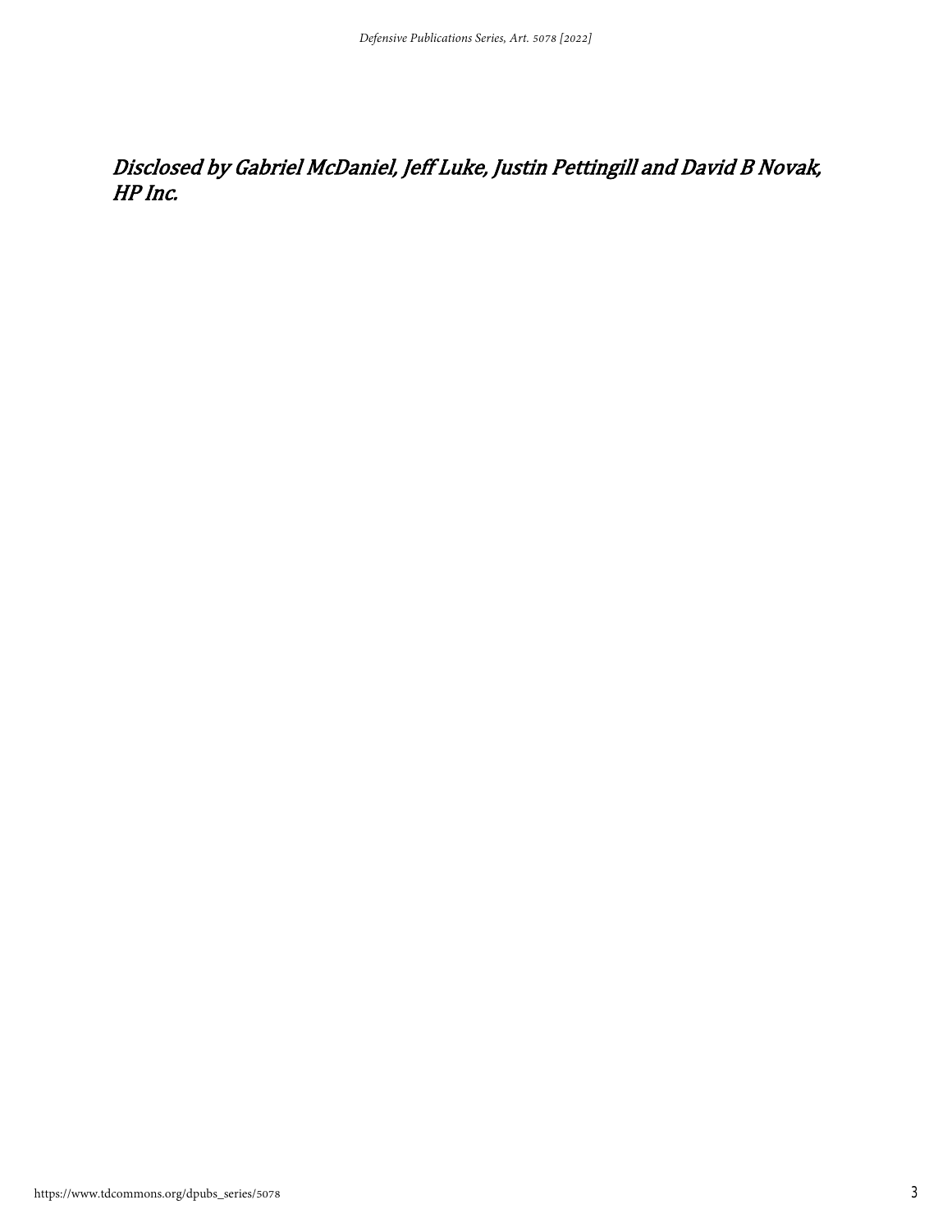*Disclosed by Gabriel McDaniel, Jeff Luke, Justin Pettingill and David B Novak, HP Inc.*